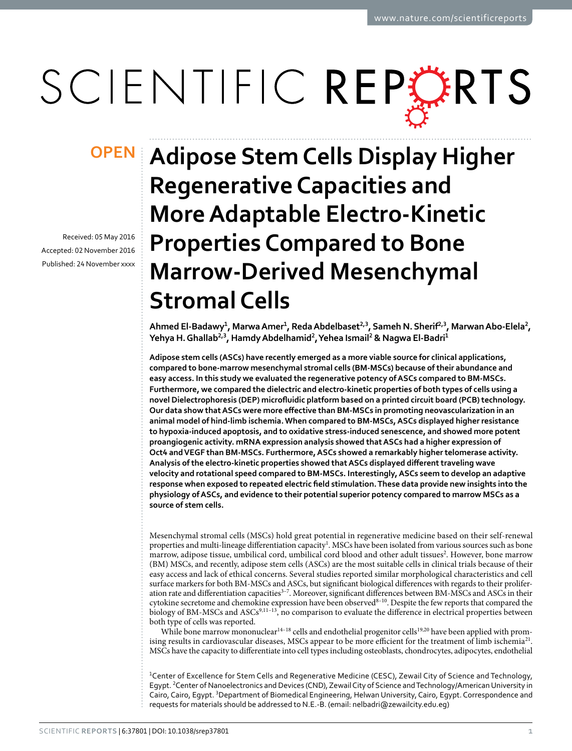OPEN

Received: 05 May 2016
Accepted: 02 November 2016
Published: 24 November xxxx

# Adipose Stem Cells Display Higher Regenerative Capacities and More Adaptable Electro-Kinetic Properties Compared to Bone Marrow-Derived Mesenchymal Stromal Cells

**Ahmed El-Badawy[1], Marwa Amer[1], Reda Abdelbaset[2,3], Sameh N. Sherif[2,3], Marwan Abo-Elela[2], Yehya H. Ghallab[2,3], Hamdy Abdelhamid[2], Yehea Ismail[2] & Nagwa El-Badri[1]**

**Adipose stem cells (ASCs) have recently emerged as a more viable source for clinical applications, compared to bone-marrow mesenchymal stromal cells (BM-MSCs) because of their abundance and easy access. In this study we evaluated the regenerative potency of ASCs compared to BM-MSCs. Furthermore, we compared the dielectric and electro-kinetic properties of both types of cells using a novel Dielectrophoresis (DEP) microfluidic platform based on a printed circuit board (PCB) technology. Our data show that ASCs were more effective than BM-MSCs in promoting neovascularization in an animal model of hind-limb ischemia. When compared to BM-MSCs, ASCs displayed higher resistance to hypoxia-induced apoptosis, and to oxidative stress-induced senescence, and showed more potent proangiogenic activity. mRNA expression analysis showed that ASCs had a higher expression of Oct4 and VEGF than BM-MSCs. Furthermore, ASCs showed a remarkably higher telomerase activity. Analysis of the electro-kinetic properties showed that ASCs displayed different traveling wave velocity and rotational speed compared to BM-MSCs. Interestingly, ASCs seem to develop an adaptive response when exposed to repeated electric field stimulation. These data provide new insights into the physiology of ASCs, and evidence to their potential superior potency compared to marrow MSCs as a source of stem cells.**

Mesenchymal stromal cells (MSCs) hold great potential in regenerative medicine based on their self-renewal properties and multi-lineage differentiation capacity[1]. MSCs have been isolated from various sources such as bone marrow, adipose tissue, umbilical cord, umbilical cord blood and other adult tissues[2]. However, bone marrow (BM) MSCs, and recently, adipose stem cells (ASCs) are the most suitable cells in clinical trials because of their easy access and lack of ethical concerns. Several studies reported similar morphological characteristics and cell surface markers for both BM-MSCs and ASCs, but significant biological differences with regards to their proliferation rate and differentiation capacities[3–7]. Moreover, significant differences between BM-MSCs and ASCs in their cytokine secretome and chemokine expression have been observed[8–10]. Despite the few reports that compared the biology of BM-MSCs and ASCs[9,11–13], no comparison to evaluate the difference in electrical properties between both type of cells was reported.

While bone marrow mononuclear[14–18] cells and endothelial progenitor cells[19,20] have been applied with promising results in cardiovascular diseases, MSCs appear to be more efficient for the treatment of limb ischemia[21]. MSCs have the capacity to differentiate into cell types including osteoblasts, chondrocytes, adipocytes, endothelial

[1]Center of Excellence for Stem Cells and Regenerative Medicine (CESC), Zewail City of Science and Technology, Egypt. [2]Center of Nanoelectronics and Devices (CND), Zewail City of Science and Technology/American University in Cairo, Cairo, Egypt. [3]Department of Biomedical Engineering, Helwan University, Cairo, Egypt. Correspondence and requests for materials should be addressed to N.E.-B. (email: nelbadri@zewailcity.edu.eg)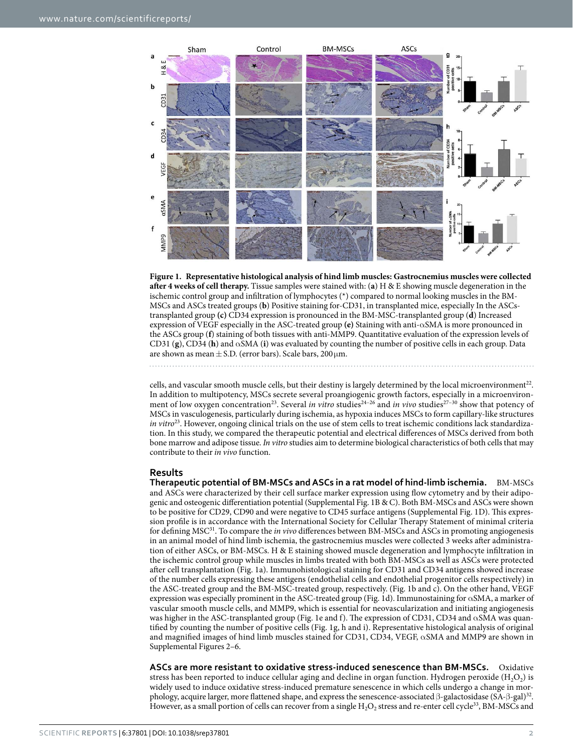**Figure 1. Representative histological analysis of hind limb muscles: Gastrocnemius muscles were collected after 4 weeks of cell therapy.** Tissue samples were stained with: (**a**) H & E showing muscle degeneration in the ischemic control group and infiltration of lymphocytes (*) compared to normal looking muscles in the BM-MSCs and ASCs treated groups (**b**) Positive staining for-CD31, in transplanted mice, especially In the ASCs-transplanted group **(c)** CD34 expression is pronounced in the BM-MSC-transplanted group (**d**) Increased expression of VEGF especially in the ASC-treated group **(e)** Staining with anti-αSMA is more pronounced in the ASCs group (**f**) staining of both tissues with anti-MMP9. Quantitative evaluation of the expression levels of CD31 (**g**), CD34 (**h**) and αSMA (**i**) was evaluated by counting the number of positive cells in each group. Data are shown as mean ± S.D. (error bars). Scale bars, 200 μm.

cells, and vascular smooth muscle cells, but their destiny is largely determined by the local microenvironment[22]. In addition to multipotency, MSCs secrete several proangiogenic growth factors, especially in a microenvironment of low oxygen concentration[23]. Several *in vitro* studies[24–26] and *in vivo* studies[27–30] show that potency of MSCs in vasculogenesis, particularly during ischemia, as hypoxia induces MSCs to form capillary-like structures *in vitro*[23]. However, ongoing clinical trials on the use of stem cells to treat ischemic conditions lack standardization. In this study, we compared the therapeutic potential and electrical differences of MSCs derived from both bone marrow and adipose tissue. *In vitro* studies aim to determine biological characteristics of both cells that may contribute to their *in vivo* function.

## Results

**Therapeutic potential of BM-MSCs and ASCs in a rat model of hind-limb ischemia.** BM-MSCs and ASCs were characterized by their cell surface marker expression using flow cytometry and by their adipogenic and osteogenic differentiation potential (Supplemental Fig. 1B & C). Both BM-MSCs and ASCs were shown to be positive for CD29, CD90 and were negative to CD45 surface antigens (Supplemental Fig. 1D). This expression profile is in accordance with the International Society for Cellular Therapy Statement of minimal criteria for defining MSC[31]. To compare the *in vivo* differences between BM-MSCs and ASCs in promoting angiogenesis in an animal model of hind limb ischemia, the gastrocnemius muscles were collected 3 weeks after administration of either ASCs, or BM-MSCs. H & E staining showed muscle degeneration and lymphocyte infiltration in the ischemic control group while muscles in limbs treated with both BM-MSCs as well as ASCs were protected after cell transplantation (Fig. 1a). Immunohistological staining for CD31 and CD34 antigens showed increase of the number cells expressing these antigens (endothelial cells and endothelial progenitor cells respectively) in the ASC-treated group and the BM-MSC-treated group, respectively. (Fig. 1b and c). On the other hand, VEGF expression was especially prominent in the ASC-treated group (Fig. 1d). Immunostaining for αSMA, a marker of vascular smooth muscle cells, and MMP9, which is essential for neovascularization and initiating angiogenesis was higher in the ASC-transplanted group (Fig. 1e and f). The expression of CD31, CD34 and αSMA was quantified by counting the number of positive cells (Fig. 1g, h and i). Representative histological analysis of original and magnified images of hind limb muscles stained for CD31, CD34, VEGF, αSMA and MMP9 are shown in Supplemental Figures 2–6.

**ASCs are more resistant to oxidative stress-induced senescence than BM-MSCs.** Oxidative stress has been reported to induce cellular aging and decline in organ function. Hydrogen peroxide ($H_2O_2$) is widely used to induce oxidative stress-induced premature senescence in which cells undergo a change in morphology, acquire larger, more flattened shape, and express the senescence-associated β-galactosidase (SA-β-gal)[32]. However, as a small portion of cells can recover from a single $H_2O_2$ stress and re-enter cell cycle[33], BM-MSCs and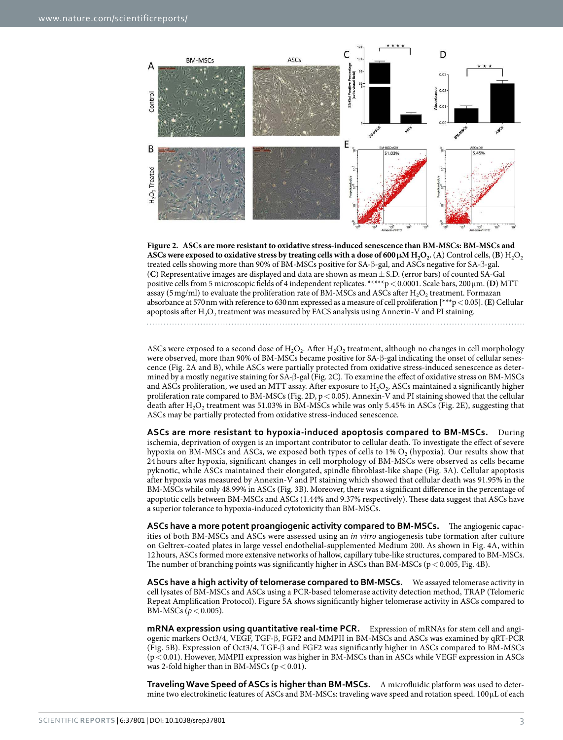**Figure 2. ASCs are more resistant to oxidative stress-induced senescence than BM-MSCs: BM-MSCs and ASCs were exposed to oxidative stress by treating cells with a dose of 600 μM $H_2O_2$.** (**A**) Control cells, (**B**) $H_2O_2$ treated cells showing more than 90% of BM-MSCs positive for SA-β-gal, and ASCs negative for SA-β-gal. (**C**) Representative images are displayed and data are shown as mean ± S.D. (error bars) of counted SA-Gal positive cells from 5 microscopic fields of 4 independent replicates. *****p < 0.0001. Scale bars, 200 μm. (**D**) MTT assay (5 mg/ml) to evaluate the proliferation rate of BM-MSCs and ASCs after $H_2O_2$ treatment. Formazan absorbance at 570 nm with reference to 630 nm expressed as a measure of cell proliferation [***p < 0.05]. (**E**) Cellular apoptosis after $H_2O_2$ treatment was measured by FACS analysis using Annexin-V and PI staining.

ASCs were exposed to a second dose of $H_2O_2$. After $H_2O_2$ treatment, although no changes in cell morphology were observed, more than 90% of BM-MSCs became positive for SA-β-gal indicating the onset of cellular senescence (Fig. 2A and B), while ASCs were partially protected from oxidative stress-induced senescence as determined by a mostly negative staining for SA-β-gal (Fig. 2C). To examine the effect of oxidative stress on BM-MSCs and ASCs proliferation, we used an MTT assay. After exposure to $H_2O_2$, ASCs maintained a significantly higher proliferation rate compared to BM-MSCs (Fig. 2D, $p < 0.05$). Annexin-V and PI staining showed that the cellular death after $H_2O_2$ treatment was 51.03% in BM-MSCs while was only 5.45% in ASCs (Fig. 2E), suggesting that ASCs may be partially protected from oxidative stress-induced senescence.

**ASCs are more resistant to hypoxia-induced apoptosis compared to BM-MSCs.** During ischemia, deprivation of oxygen is an important contributor to cellular death. To investigate the effect of severe hypoxia on BM-MSCs and ASCs, we exposed both types of cells to 1% $O_2$ (hypoxia). Our results show that 24 hours after hypoxia, significant changes in cell morphology of BM-MSCs were observed as cells became pyknotic, while ASCs maintained their elongated, spindle fibroblast-like shape (Fig. 3A). Cellular apoptosis after hypoxia was measured by Annexin-V and PI staining which showed that cellular death was 91.95% in the BM-MSCs while only 48.99% in ASCs (Fig. 3B). Moreover, there was a significant difference in the percentage of apoptotic cells between BM-MSCs and ASCs (1.44% and 9.37% respectively). These data suggest that ASCs have a superior tolerance to hypoxia-induced cytotoxicity than BM-MSCs.

**ASCs have a more potent proangiogenic activity compared to BM-MSCs.** The angiogenic capacities of both BM-MSCs and ASCs were assessed using an *in vitro* angiogenesis tube formation after culture on Geltrex-coated plates in large vessel endothelial-supplemented Medium 200. As shown in Fig. 4A, within 12 hours, ASCs formed more extensive networks of hallow, capillary tube-like structures, compared to BM-MSCs. The number of branching points was significantly higher in ASCs than BM-MSCs ($p < 0.005$, Fig. 4B).

**ASCs have a high activity of telomerase compared to BM-MSCs.** We assayed telomerase activity in cell lysates of BM-MSCs and ASCs using a PCR-based telomerase activity detection method, TRAP (Telomeric Repeat Amplification Protocol). Figure 5A shows significantly higher telomerase activity in ASCs compared to BM-MSCs ($p < 0.005$).

**mRNA expression using quantitative real-time PCR.** Expression of mRNAs for stem cell and angiogenic markers Oct3/4, VEGF, TGF-β, FGF2 and MMPII in BM-MSCs and ASCs was examined by qRT-PCR (Fig. 5B). Expression of Oct3/4, TGF-β and FGF2 was significantly higher in ASCs compared to BM-MSCs ($p < 0.01$). However, MMPII expression was higher in BM-MSCs than in ASCs while VEGF expression in ASCs was 2-fold higher than in BM-MSCs ($p < 0.01$).

**Traveling Wave Speed of ASCs is higher than BM-MSCs.** A microfluidic platform was used to determine two electrokinetic features of ASCs and BM-MSCs: traveling wave speed and rotation speed. 100 μL of each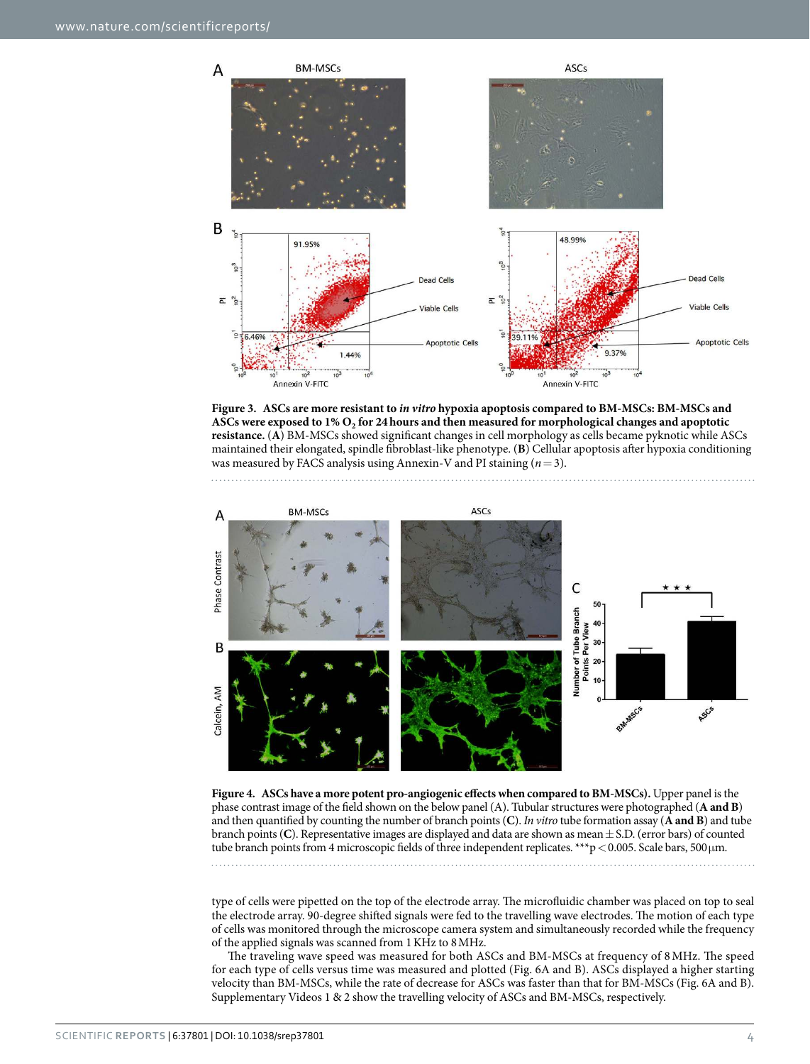**Figure 3. ASCs are more resistant to *in vitro* hypoxia apoptosis compared to BM-MSCs: BM-MSCs and ASCs were exposed to 1% $O_2$ for 24 hours and then measured for morphological changes and apoptotic resistance.** (**A**) BM-MSCs showed significant changes in cell morphology as cells became pyknotic while ASCs maintained their elongated, spindle fibroblast-like phenotype. (**B**) Cellular apoptosis after hypoxia conditioning was measured by FACS analysis using Annexin-V and PI staining ($n = 3$).

**Figure 4. ASCs have a more potent pro-angiogenic effects when compared to BM-MSCs).** Upper panel is the phase contrast image of the field shown on the below panel (A). Tubular structures were photographed (**A and B**) and then quantified by counting the number of branch points (**C**). *In vitro* tube formation assay (**A and B**) and tube branch points (**C**). Representative images are displayed and data are shown as mean ± S.D. (error bars) of counted tube branch points from 4 microscopic fields of three independent replicates. ***$p < 0.005$. Scale bars, 500 μm.

type of cells were pipetted on the top of the electrode array. The microfluidic chamber was placed on top to seal the electrode array. 90-degree shifted signals were fed to the travelling wave electrodes. The motion of each type of cells was monitored through the microscope camera system and simultaneously recorded while the frequency of the applied signals was scanned from 1 KHz to 8 MHz.

The traveling wave speed was measured for both ASCs and BM-MSCs at frequency of 8 MHz. The speed for each type of cells versus time was measured and plotted (Fig. 6A and B). ASCs displayed a higher starting velocity than BM-MSCs, while the rate of decrease for ASCs was faster than that for BM-MSCs (Fig. 6A and B). Supplementary Videos 1 & 2 show the travelling velocity of ASCs and BM-MSCs, respectively.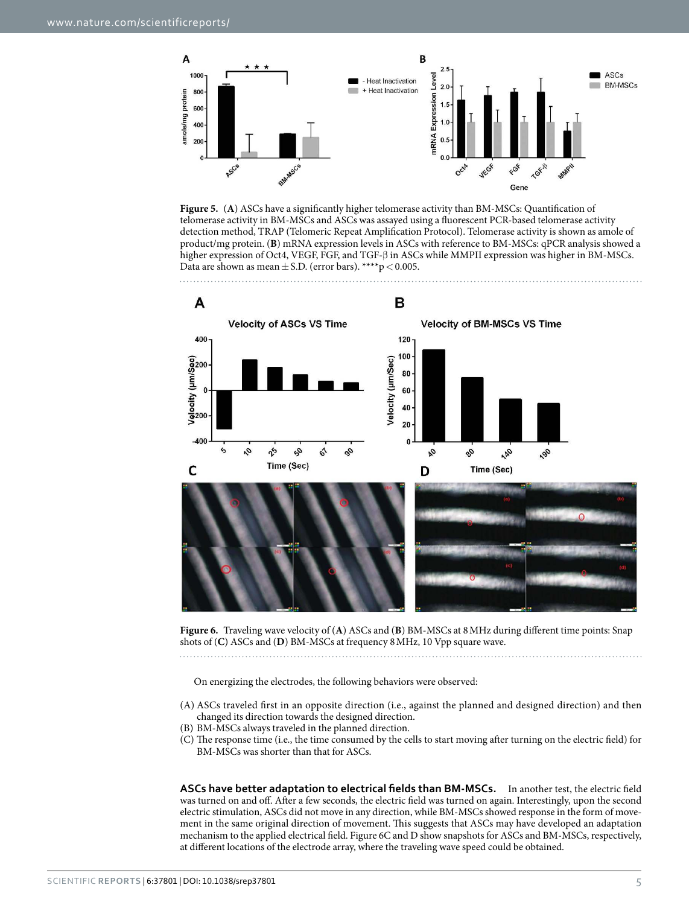**Figure 5.** (**A**) ASCs have a significantly higher telomerase activity than BM-MSCs: Quantification of telomerase activity in BM-MSCs and ASCs was assayed using a fluorescent PCR-based telomerase activity detection method, TRAP (Telomeric Repeat Amplification Protocol). Telomerase activity is shown as amole of product/mg protein. (**B**) mRNA expression levels in ASCs with reference to BM-MSCs: qPCR analysis showed a higher expression of Oct4, VEGF, FGF, and TGF-β in ASCs while MMPII expression was higher in BM-MSCs. Data are shown as mean ± S.D. (error bars). ****$p < 0.005$.

**Figure 6.** Traveling wave velocity of (**A**) ASCs and (**B**) BM-MSCs at 8 MHz during different time points: Snap shots of (**C**) ASCs and (**D**) BM-MSCs at frequency 8 MHz, 10 Vpp square wave.

On energizing the electrodes, the following behaviors were observed:

(A) ASCs traveled first in an opposite direction (i.e., against the planned and designed direction) and then changed its direction towards the designed direction.
(B) BM-MSCs always traveled in the planned direction.
(C) The response time (i.e., the time consumed by the cells to start moving after turning on the electric field) for BM-MSCs was shorter than that for ASCs.

**ASCs have better adaptation to electrical fields than BM-MSCs.** In another test, the electric field was turned on and off. After a few seconds, the electric field was turned on again. Interestingly, upon the second electric stimulation, ASCs did not move in any direction, while BM-MSCs showed response in the form of movement in the same original direction of movement. This suggests that ASCs may have developed an adaptation mechanism to the applied electrical field. Figure 6C and D show snapshots for ASCs and BM-MSCs, respectively, at different locations of the electrode array, where the traveling wave speed could be obtained.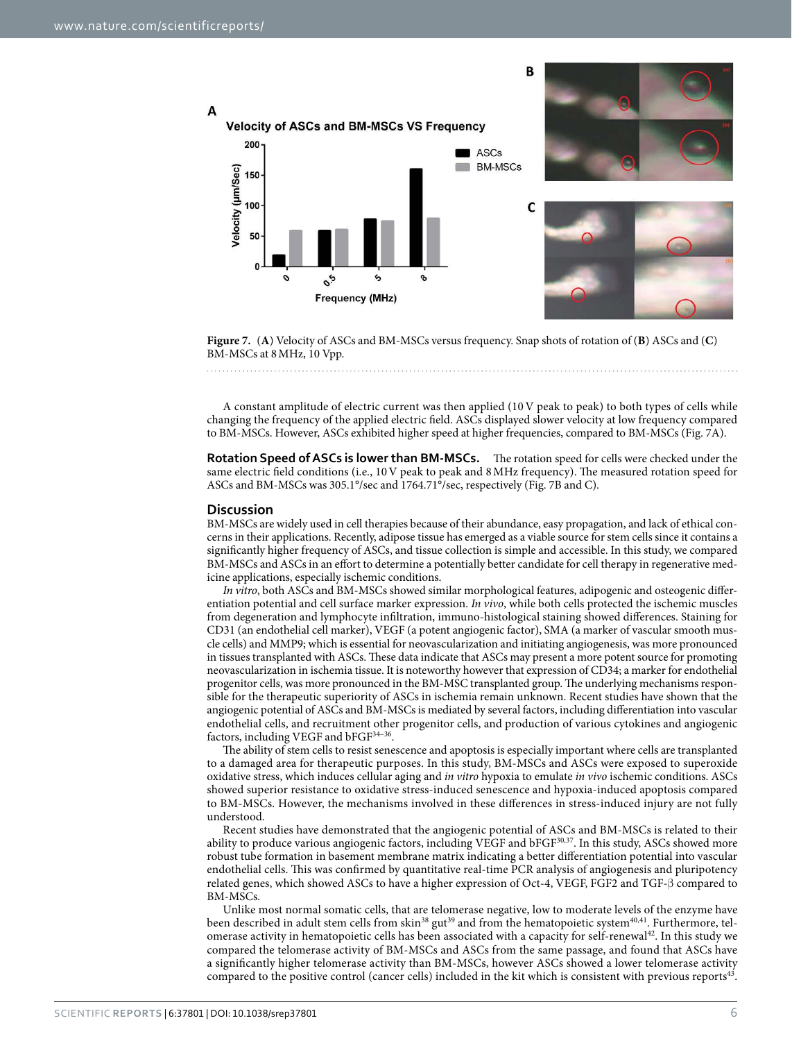Figure 7. (**A**) Velocity of ASCs and BM-MSCs versus frequency. Snap shots of rotation of (**B**) ASCs and (**C**) BM-MSCs at 8 MHz, 10 Vpp.

A constant amplitude of electric current was then applied (10 V peak to peak) to both types of cells while changing the frequency of the applied electric field. ASCs displayed slower velocity at low frequency compared to BM-MSCs. However, ASCs exhibited higher speed at higher frequencies, compared to BM-MSCs (Fig. 7A).

**Rotation Speed of ASCs is lower than BM-MSCs.** The rotation speed for cells were checked under the same electric field conditions (i.e., 10 V peak to peak and 8 MHz frequency). The measured rotation speed for ASCs and BM-MSCs was 305.1°/sec and 1764.71°/sec, respectively (Fig. 7B and C).

## Discussion

BM-MSCs are widely used in cell therapies because of their abundance, easy propagation, and lack of ethical concerns in their applications. Recently, adipose tissue has emerged as a viable source for stem cells since it contains a significantly higher frequency of ASCs, and tissue collection is simple and accessible. In this study, we compared BM-MSCs and ASCs in an effort to determine a potentially better candidate for cell therapy in regenerative medicine applications, especially ischemic conditions.

*In vitro*, both ASCs and BM-MSCs showed similar morphological features, adipogenic and osteogenic differentiation potential and cell surface marker expression. *In vivo*, while both cells protected the ischemic muscles from degeneration and lymphocyte infiltration, immuno-histological staining showed differences. Staining for CD31 (an endothelial cell marker), VEGF (a potent angiogenic factor), SMA (a marker of vascular smooth muscle cells) and MMP9; which is essential for neovascularization and initiating angiogenesis, was more pronounced in tissues transplanted with ASCs. These data indicate that ASCs may present a more potent source for promoting neovascularization in ischemia tissue. It is noteworthy however that expression of CD34; a marker for endothelial progenitor cells, was more pronounced in the BM-MSC transplanted group. The underlying mechanisms responsible for the therapeutic superiority of ASCs in ischemia remain unknown. Recent studies have shown that the angiogenic potential of ASCs and BM-MSCs is mediated by several factors, including differentiation into vascular endothelial cells, and recruitment other progenitor cells, and production of various cytokines and angiogenic factors, including VEGF and bFGF[34–36].

The ability of stem cells to resist senescence and apoptosis is especially important where cells are transplanted to a damaged area for therapeutic purposes. In this study, BM-MSCs and ASCs were exposed to superoxide oxidative stress, which induces cellular aging and *in vitro* hypoxia to emulate *in vivo* ischemic conditions. ASCs showed superior resistance to oxidative stress-induced senescence and hypoxia-induced apoptosis compared to BM-MSCs. However, the mechanisms involved in these differences in stress-induced injury are not fully understood.

Recent studies have demonstrated that the angiogenic potential of ASCs and BM-MSCs is related to their ability to produce various angiogenic factors, including VEGF and bFGF[30,37]. In this study, ASCs showed more robust tube formation in basement membrane matrix indicating a better differentiation potential into vascular endothelial cells. This was confirmed by quantitative real-time PCR analysis of angiogenesis and pluripotency related genes, which showed ASCs to have a higher expression of Oct-4, VEGF, FGF2 and TGF-β compared to BM-MSCs.

Unlike most normal somatic cells, that are telomerase negative, low to moderate levels of the enzyme have been described in adult stem cells from skin[38] gut[39] and from the hematopoietic system[40,41]. Furthermore, telomerase activity in hematopoietic cells has been associated with a capacity for self-renewal[42]. In this study we compared the telomerase activity of BM-MSCs and ASCs from the same passage, and found that ASCs have a significantly higher telomerase activity than BM-MSCs, however ASCs showed a lower telomerase activity compared to the positive control (cancer cells) included in the kit which is consistent with previous reports[43].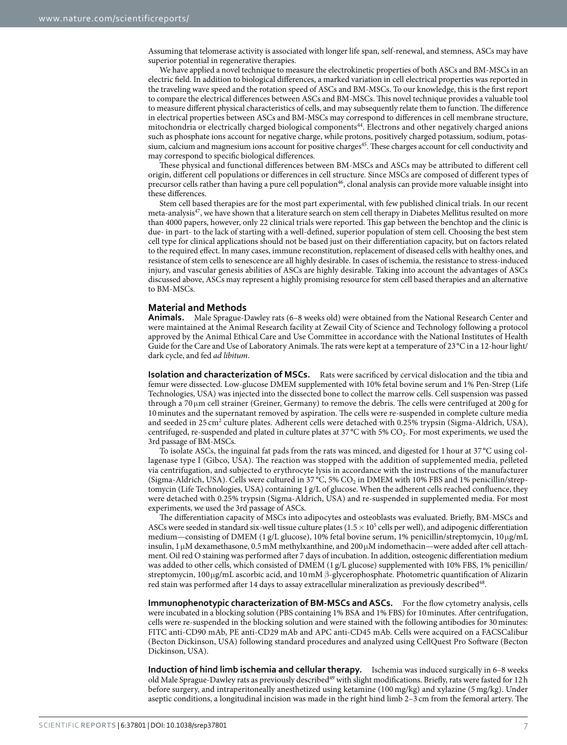Assuming that telomerase activity is associated with longer life span, self-renewal, and stemness, ASCs may have superior potential in regenerative therapies.

We have applied a novel technique to measure the electrokinetic properties of both ASCs and BM-MSCs in an electric field. In addition to biological differences, a marked variation in cell electrical properties was reported in the traveling wave speed and the rotation speed of ASCs and BM-MSCs. To our knowledge, this is the first report to compare the electrical differences between ASCs and BM-MSCs. This novel technique provides a valuable tool to measure different physical characteristics of cells, and may subsequently relate them to function. The difference in electrical properties between ASCs and BM-MSCs may correspond to differences in cell membrane structure, mitochondria or electrically charged biological components[44]. Electrons and other negatively charged anions such as phosphate ions account for negative charge, while protons, positively charged potassium, sodium, potassium, calcium and magnesium ions account for positive charges[45]. These charges account for cell conductivity and may correspond to specific biological differences.

These physical and functional differences between BM-MSCs and ASCs may be attributed to different cell origin, different cell populations or differences in cell structure. Since MSCs are composed of different types of precursor cells rather than having a pure cell population[46], clonal analysis can provide more valuable insight into these differences.

Stem cell based therapies are for the most part experimental, with few published clinical trials. In our recent meta-analysis[47], we have shown that a literature search on stem cell therapy in Diabetes Mellitus resulted on more than 4000 papers, however, only 22 clinical trials were reported. This gap between the benchtop and the clinic is due- in part- to the lack of starting with a well-defined, superior population of stem cell. Choosing the best stem cell type for clinical applications should not be based just on their differentiation capacity, but on factors related to the required effect. In many cases, immune reconstitution, replacement of diseased cells with healthy ones, and resistance of stem cells to senescence are all highly desirable. In cases of ischemia, the resistance to stress-induced injury, and vascular genesis abilities of ASCs are highly desirable. Taking into account the advantages of ASCs discussed above, ASCs may represent a highly promising resource for stem cell based therapies and an alternative to BM-MSCs.

## Material and Methods

**Animals.** Male Sprague-Dawley rats (6–8 weeks old) were obtained from the National Research Center and were maintained at the Animal Research facility at Zewail City of Science and Technology following a protocol approved by the Animal Ethical Care and Use Committee in accordance with the National Institutes of Health Guide for the Care and Use of Laboratory Animals. The rats were kept at a temperature of 23 °C in a 12-hour light/dark cycle, and fed *ad libitum*.

**Isolation and characterization of MSCs.** Rats were sacrificed by cervical dislocation and the tibia and femur were dissected. Low-glucose DMEM supplemented with 10% fetal bovine serum and 1% Pen-Strep (Life Technologies, USA) was injected into the dissected bone to collect the marrow cells. Cell suspension was passed through a 70 μm cell strainer (Greiner, Germany) to remove the debris. The cells were centrifuged at 200 g for 10 minutes and the supernatant removed by aspiration. The cells were re-suspended in complete culture media and seeded in 25 $cm^2$ culture plates. Adherent cells were detached with 0.25% trypsin (Sigma-Aldrich, USA), centrifuged, re-suspended and plated in culture plates at 37 °C with 5% $CO_2$. For most experiments, we used the 3rd passage of BM-MSCs.

To isolate ASCs, the inguinal fat pads from the rats was minced, and digested for 1 hour at 37 °C using collagenase type I (Gibco, USA). The reaction was stopped with the addition of supplemented media, pelleted via centrifugation, and subjected to erythrocyte lysis in accordance with the instructions of the manufacturer (Sigma-Aldrich, USA). Cells were cultured in 37 °C, 5% $CO_2$ in DMEM with 10% FBS and 1% penicillin/streptomycin (Life Technologies, USA) containing 1 g/L of glucose. When the adherent cells reached confluence, they were detached with 0.25% trypsin (Sigma-Aldrich, USA) and re-suspended in supplemented media. For most experiments, we used the 3rd passage of ASCs.

The differentiation capacity of MSCs into adipocytes and osteoblasts was evaluated. Briefly, BM-MSCs and ASCs were seeded in standard six-well tissue culture plates ($1.5 \times 10^5$ cells per well), and adipogenic differentiation medium—consisting of DMEM (1 g/L glucose), 10% fetal bovine serum, 1% penicillin/streptomycin, 10 μg/mL insulin, 1 μM dexamethasone, 0.5 mM methylxanthine, and 200 μM indomethacin—were added after cell attachment. Oil red O staining was performed after 7 days of incubation. In addition, osteogenic differentiation medium was added to other cells, which consisted of DMEM (1 g/L glucose) supplemented with 10% FBS, 1% penicillin/streptomycin, 100 μg/mL ascorbic acid, and 10 mM β-glycerophosphate. Photometric quantification of Alizarin red stain was performed after 14 days to assay extracellular mineralization as previously described[48].

**Immunophenotypic characterization of BM-MSCs and ASCs.** For the flow cytometry analysis, cells were incubated in a blocking solution (PBS containing 1% BSA and 1% FBS) for 10 minutes. After centrifugation, cells were re-suspended in the blocking solution and were stained with the following antibodies for 30 minutes: FITC anti-CD90 mAb, PE anti-CD29 mAb and APC anti-CD45 mAb. Cells were acquired on a FACSCalibur (Becton Dickinson, USA) following standard procedures and analyzed using CellQuest Pro Software (Becton Dickinson, USA).

**Induction of hind limb ischemia and cellular therapy.** Ischemia was induced surgically in 6–8 weeks old Male Sprague-Dawley rats as previously described[49] with slight modifications. Briefly, rats were fasted for 12 h before surgery, and intraperitoneally anesthetized using ketamine (100 mg/kg) and xylazine (5 mg/kg). Under aseptic conditions, a longitudinal incision was made in the right hind limb 2–3 cm from the femoral artery. The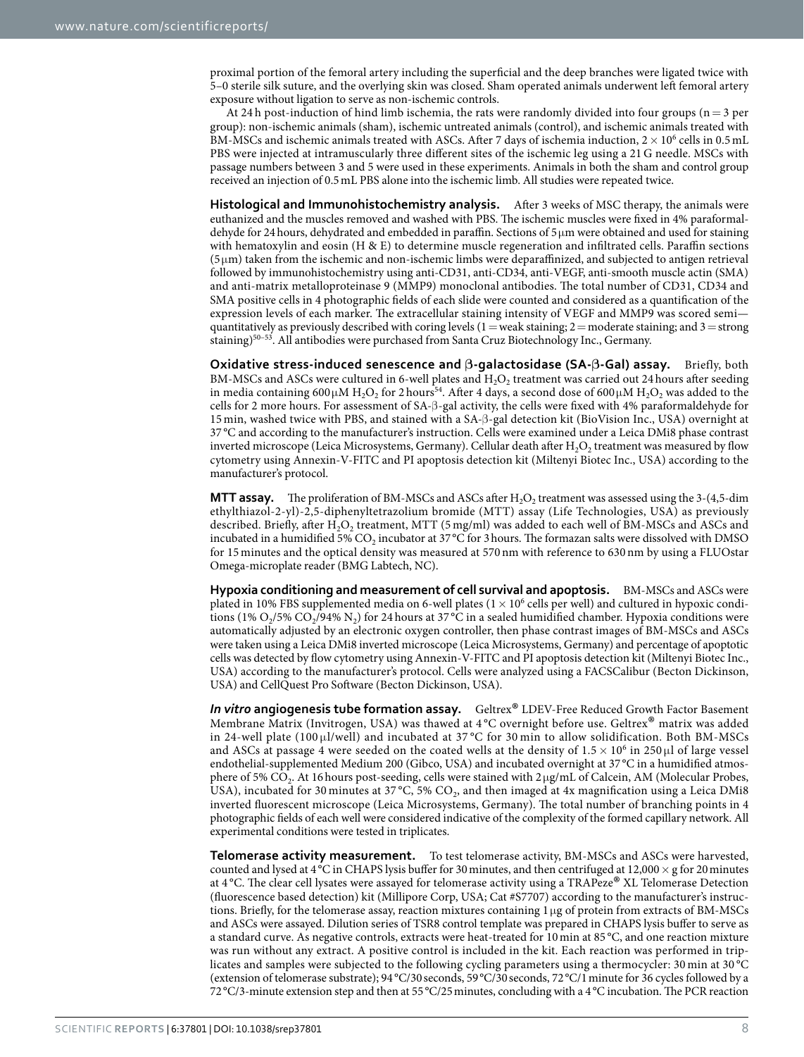proximal portion of the femoral artery including the superficial and the deep branches were ligated twice with 5–0 sterile silk suture, and the overlying skin was closed. Sham operated animals underwent left femoral artery exposure without ligation to serve as non-ischemic controls.

At 24 h post-induction of hind limb ischemia, the rats were randomly divided into four groups ($n = 3$ per group): non-ischemic animals (sham), ischemic untreated animals (control), and ischemic animals treated with BM-MSCs and ischemic animals treated with ASCs. After 7 days of ischemia induction, $2 \times 10^6$ cells in 0.5 mL PBS were injected at intramuscularly three different sites of the ischemic leg using a 21 G needle. MSCs with passage numbers between 3 and 5 were used in these experiments. Animals in both the sham and control group received an injection of 0.5 mL PBS alone into the ischemic limb. All studies were repeated twice.

**Histological and Immunohistochemistry analysis.** After 3 weeks of MSC therapy, the animals were euthanized and the muscles removed and washed with PBS. The ischemic muscles were fixed in 4% paraformaldehyde for 24 hours, dehydrated and embedded in paraffin. Sections of 5 μm were obtained and used for staining with hematoxylin and eosin (H & E) to determine muscle regeneration and infiltrated cells. Paraffin sections (5 μm) taken from the ischemic and non-ischemic limbs were deparaffinized, and subjected to antigen retrieval followed by immunohistochemistry using anti-CD31, anti-CD34, anti-VEGF, anti-smooth muscle actin (SMA) and anti-matrix metalloproteinase 9 (MMP9) monoclonal antibodies. The total number of CD31, CD34 and SMA positive cells in 4 photographic fields of each slide were counted and considered as a quantification of the expression levels of each marker. The extracellular staining intensity of VEGF and MMP9 was scored semi—quantitatively as previously described with coring levels (1 = weak staining; 2 = moderate staining; and 3 = strong staining)[50–53]. All antibodies were purchased from Santa Cruz Biotechnology Inc., Germany.

**Oxidative stress-induced senescence and β-galactosidase (SA-β-Gal) assay.** Briefly, both BM-MSCs and ASCs were cultured in 6-well plates and $H_2O_2$ treatment was carried out 24 hours after seeding in media containing 600 μM $H_2O_2$ for 2 hours[54]. After 4 days, a second dose of 600 μM $H_2O_2$ was added to the cells for 2 more hours. For assessment of SA-β-gal activity, the cells were fixed with 4% paraformaldehyde for 15 min, washed twice with PBS, and stained with a SA-β-gal detection kit (BioVision Inc., USA) overnight at 37 °C and according to the manufacturer's instruction. Cells were examined under a Leica DMi8 phase contrast inverted microscope (Leica Microsystems, Germany). Cellular death after $H_2O_2$ treatment was measured by flow cytometry using Annexin-V-FITC and PI apoptosis detection kit (Miltenyi Biotec Inc., USA) according to the manufacturer's protocol.

**MTT assay.** The proliferation of BM-MSCs and ASCs after $H_2O_2$ treatment was assessed using the 3-(4,5-dim ethylthiazol-2-yl)-2,5-diphenyltetrazolium bromide (MTT) assay (Life Technologies, USA) as previously described. Briefly, after $H_2O_2$ treatment, MTT (5 mg/ml) was added to each well of BM-MSCs and ASCs and incubated in a humidified 5% $CO_2$ incubator at 37 °C for 3 hours. The formazan salts were dissolved with DMSO for 15 minutes and the optical density was measured at 570 nm with reference to 630 nm by using a FLUOstar Omega-microplate reader (BMG Labtech, NC).

**Hypoxia conditioning and measurement of cell survival and apoptosis.** BM-MSCs and ASCs were plated in 10% FBS supplemented media on 6-well plates ($1 \times 10^6$ cells per well) and cultured in hypoxic conditions (1% $O_2$/5% $CO_2$/94% $N_2$) for 24 hours at 37 °C in a sealed humidified chamber. Hypoxia conditions were automatically adjusted by an electronic oxygen controller, then phase contrast images of BM-MSCs and ASCs were taken using a Leica DMi8 inverted microscope (Leica Microsystems, Germany) and percentage of apoptotic cells was detected by flow cytometry using Annexin-V-FITC and PI apoptosis detection kit (Miltenyi Biotec Inc., USA) according to the manufacturer's protocol. Cells were analyzed using a FACSCalibur (Becton Dickinson, USA) and CellQuest Pro Software (Becton Dickinson, USA).

***In vitro* angiogenesis tube formation assay.** Geltrex® LDEV-Free Reduced Growth Factor Basement Membrane Matrix (Invitrogen, USA) was thawed at 4 °C overnight before use. Geltrex® matrix was added in 24-well plate (100 μl/well) and incubated at 37 °C for 30 min to allow solidification. Both BM-MSCs and ASCs at passage 4 were seeded on the coated wells at the density of $1.5 \times 10^6$ in 250 μl of large vessel endothelial-supplemented Medium 200 (Gibco, USA) and incubated overnight at 37 °C in a humidified atmosphere of 5% $CO_2$. At 16 hours post-seeding, cells were stained with 2 μg/mL of Calcein, AM (Molecular Probes, USA), incubated for 30 minutes at 37 °C, 5% $CO_2$, and then imaged at 4x magnification using a Leica DMi8 inverted fluorescent microscope (Leica Microsystems, Germany). The total number of branching points in 4 photographic fields of each well were considered indicative of the complexity of the formed capillary network. All experimental conditions were tested in triplicates.

**Telomerase activity measurement.** To test telomerase activity, BM-MSCs and ASCs were harvested, counted and lysed at 4 °C in CHAPS lysis buffer for 30 minutes, and then centrifuged at 12,000 × g for 20 minutes at 4 °C. The clear cell lysates were assayed for telomerase activity using a TRAPeze® XL Telomerase Detection (fluorescence based detection) kit (Millipore Corp, USA; Cat #S7707) according to the manufacturer's instructions. Briefly, for the telomerase assay, reaction mixtures containing 1 μg of protein from extracts of BM-MSCs and ASCs were assayed. Dilution series of TSR8 control template was prepared in CHAPS lysis buffer to serve as a standard curve. As negative controls, extracts were heat-treated for 10 min at 85 °C, and one reaction mixture was run without any extract. A positive control is included in the kit. Each reaction was performed in triplicates and samples were subjected to the following cycling parameters using a thermocycler: 30 min at 30 °C (extension of telomerase substrate); 94 °C/30 seconds, 59 °C/30 seconds, 72 °C/1 minute for 36 cycles followed by a 72 °C/3-minute extension step and then at 55 °C/25 minutes, concluding with a 4 °C incubation. The PCR reaction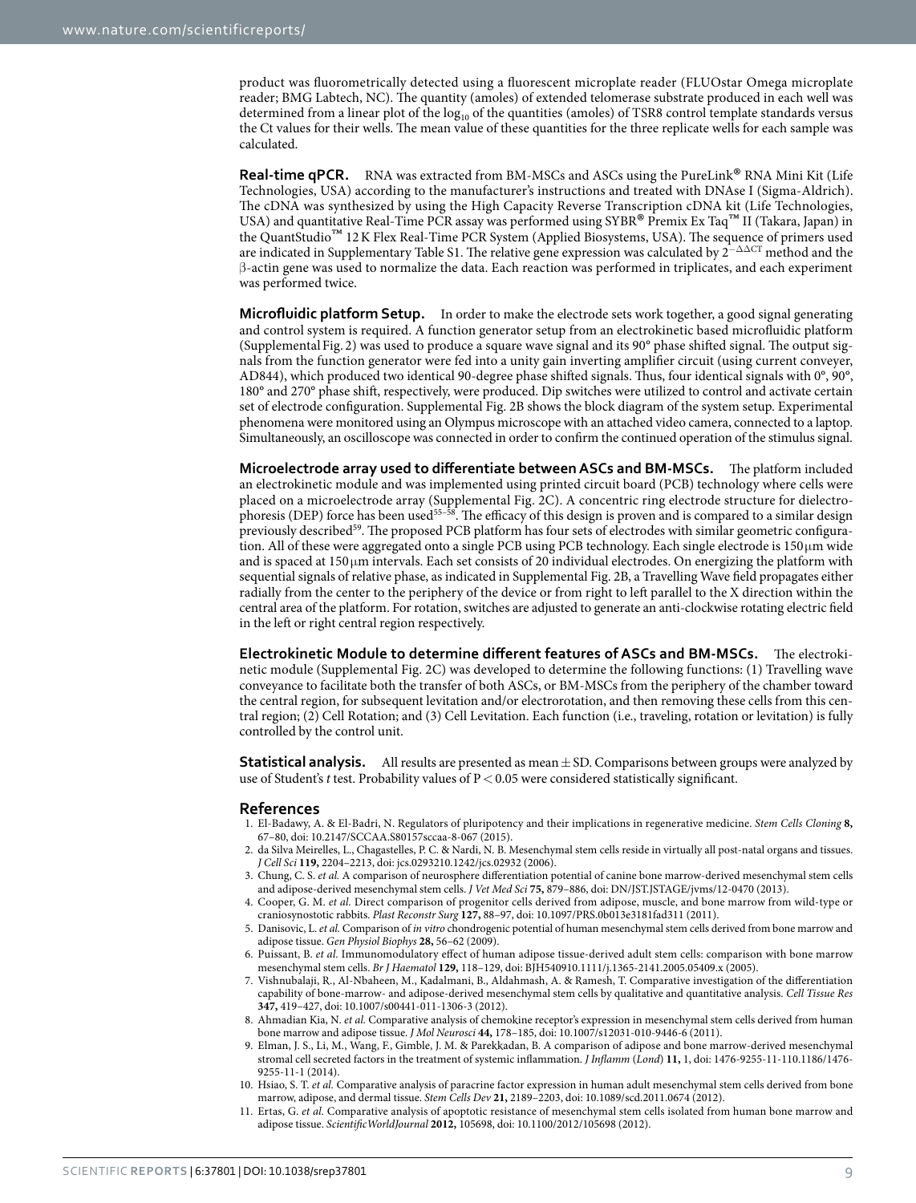product was fluorometrically detected using a fluorescent microplate reader (FLUOstar Omega microplate reader; BMG Labtech, NC). The quantity (amoles) of extended telomerase substrate produced in each well was determined from a linear plot of the $\log_{10}$ of the quantities (amoles) of TSR8 control template standards versus the Ct values for their wells. The mean value of these quantities for the three replicate wells for each sample was calculated.

**Real-time qPCR.** RNA was extracted from BM-MSCs and ASCs using the PureLink® RNA Mini Kit (Life Technologies, USA) according to the manufacturer's instructions and treated with DNAse I (Sigma-Aldrich). The cDNA was synthesized by using the High Capacity Reverse Transcription cDNA kit (Life Technologies, USA) and quantitative Real-Time PCR assay was performed using SYBR® Premix Ex Taq™ II (Takara, Japan) in the QuantStudio™ 12 K Flex Real-Time PCR System (Applied Biosystems, USA). The sequence of primers used are indicated in Supplementary Table S1. The relative gene expression was calculated by $2^{-\Delta\Delta CT}$ method and the β-actin gene was used to normalize the data. Each reaction was performed in triplicates, and each experiment was performed twice.

**Microfluidic platform Setup.** In order to make the electrode sets work together, a good signal generating and control system is required. A function generator setup from an electrokinetic based microfluidic platform (Supplemental Fig. 2) was used to produce a square wave signal and its 90° phase shifted signal. The output signals from the function generator were fed into a unity gain inverting amplifier circuit (using current conveyer, AD844), which produced two identical 90-degree phase shifted signals. Thus, four identical signals with 0°, 90°, 180° and 270° phase shift, respectively, were produced. Dip switches were utilized to control and activate certain set of electrode configuration. Supplemental Fig. 2B shows the block diagram of the system setup. Experimental phenomena were monitored using an Olympus microscope with an attached video camera, connected to a laptop. Simultaneously, an oscilloscope was connected in order to confirm the continued operation of the stimulus signal.

**Microelectrode array used to differentiate between ASCs and BM-MSCs.** The platform included an electrokinetic module and was implemented using printed circuit board (PCB) technology where cells were placed on a microelectrode array (Supplemental Fig. 2C). A concentric ring electrode structure for dielectrophoresis (DEP) force has been used[55–58]. The efficacy of this design is proven and is compared to a similar design previously described[59]. The proposed PCB platform has four sets of electrodes with similar geometric configuration. All of these were aggregated onto a single PCB using PCB technology. Each single electrode is 150 μm wide and is spaced at 150 μm intervals. Each set consists of 20 individual electrodes. On energizing the platform with sequential signals of relative phase, as indicated in Supplemental Fig. 2B, a Travelling Wave field propagates either radially from the center to the periphery of the device or from right to left parallel to the X direction within the central area of the platform. For rotation, switches are adjusted to generate an anti-clockwise rotating electric field in the left or right central region respectively.

**Electrokinetic Module to determine different features of ASCs and BM-MSCs.** The electrokinetic module (Supplemental Fig. 2C) was developed to determine the following functions: (1) Travelling wave conveyance to facilitate both the transfer of both ASCs, or BM-MSCs from the periphery of the chamber toward the central region, for subsequent levitation and/or electrorotation, and then removing these cells from this central region; (2) Cell Rotation; and (3) Cell Levitation. Each function (i.e., traveling, rotation or levitation) is fully controlled by the control unit.

**Statistical analysis.** All results are presented as mean ± SD. Comparisons between groups were analyzed by use of Student's *t* test. Probability values of $P < 0.05$ were considered statistically significant.

## References

1. El-Badawy, A. & El-Badri, N. Regulators of pluripotency and their implications in regenerative medicine. *Stem Cells Cloning* **8,** 67–80, doi: 10.2147/SCCAA.S80157sccaa-8-067 (2015).
2. da Silva Meirelles, L., Chagastelles, P. C. & Nardi, N. B. Mesenchymal stem cells reside in virtually all post-natal organs and tissues. *J Cell Sci* **119,** 2204–2213, doi: jcs.0293210.1242/jcs.02932 (2006).
3. Chung, C. S. *et al.* A comparison of neurosphere differentiation potential of canine bone marrow-derived mesenchymal stem cells and adipose-derived mesenchymal stem cells. *J Vet Med Sci* **75,** 879–886, doi: DN/JST.JSTAGE/jvms/12-0470 (2013).
4. Cooper, G. M. *et al.* Direct comparison of progenitor cells derived from adipose, muscle, and bone marrow from wild-type or craniosynostotic rabbits. *Plast Reconstr Surg* **127,** 88–97, doi: 10.1097/PRS.0b013e3181fad311 (2011).
5. Danisovic, L. *et al.* Comparison of *in vitro* chondrogenic potential of human mesenchymal stem cells derived from bone marrow and adipose tissue. *Gen Physiol Biophys* **28,** 56–62 (2009).
6. Puissant, B. *et al.* Immunomodulatory effect of human adipose tissue-derived adult stem cells: comparison with bone marrow mesenchymal stem cells. *Br J Haematol* **129,** 118–129, doi: BJH540910.1111/j.1365-2141.2005.05409.x (2005).
7. Vishnubalaji, R., Al-Nbaheen, M., Kadalmani, B., Aldahmash, A. & Ramesh, T. Comparative investigation of the differentiation capability of bone-marrow- and adipose-derived mesenchymal stem cells by qualitative and quantitative analysis. *Cell Tissue Res* **347,** 419–427, doi: 10.1007/s00441-011-1306-3 (2012).
8. Ahmadian Kia, N. *et al.* Comparative analysis of chemokine receptor's expression in mesenchymal stem cells derived from human bone marrow and adipose tissue. *J Mol Neurosci* **44,** 178–185, doi: 10.1007/s12031-010-9446-6 (2011).
9. Elman, J. S., Li, M., Wang, F., Gimble, J. M. & Parekkadan, B. A comparison of adipose and bone marrow-derived mesenchymal stromal cell secreted factors in the treatment of systemic inflammation. *J Inflamm* (*Lond*) **11,** 1, doi: 1476-9255-11-110.1186/1476-9255-11-1 (2014).
10. Hsiao, S. T. *et al.* Comparative analysis of paracrine factor expression in human adult mesenchymal stem cells derived from bone marrow, adipose, and dermal tissue. *Stem Cells Dev* **21,** 2189–2203, doi: 10.1089/scd.2011.0674 (2012).
11. Ertas, G. *et al.* Comparative analysis of apoptotic resistance of mesenchymal stem cells isolated from human bone marrow and adipose tissue. *ScientificWorldJournal* **2012,** 105698, doi: 10.1100/2012/105698 (2012).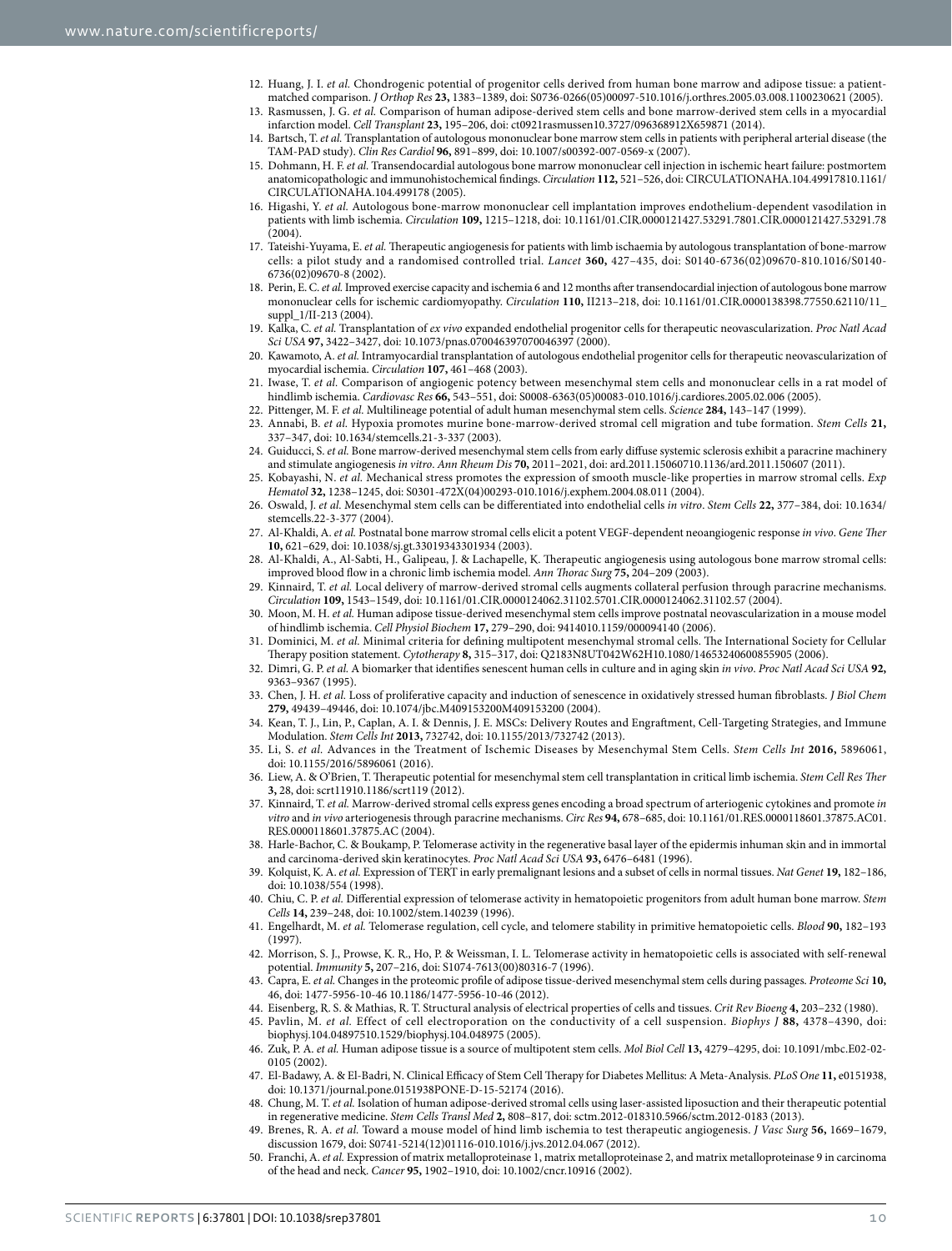12. Huang, J. I. *et al.* Chondrogenic potential of progenitor cells derived from human bone marrow and adipose tissue: a patient-matched comparison. *J Orthop Res* **23,** 1383–1389, doi: S0736-0266(05)00097-510.1016/j.orthres.2005.03.008.1100230621 (2005).
13. Rasmussen, J. G. *et al.* Comparison of human adipose-derived stem cells and bone marrow-derived stem cells in a myocardial infarction model. *Cell Transplant* **23,** 195–206, doi: ct0921rasmussen10.3727/096368912X659871 (2014).
14. Bartsch, T. *et al.* Transplantation of autologous mononuclear bone marrow stem cells in patients with peripheral arterial disease (the TAM-PAD study). *Clin Res Cardiol* **96,** 891–899, doi: 10.1007/s00392-007-0569-x (2007).
15. Dohmann, H. F. *et al.* Transendocardial autologous bone marrow mononuclear cell injection in ischemic heart failure: postmortem anatomicopathologic and immunohistochemical findings. *Circulation* **112,** 521–526, doi: CIRCULATIONAHA.104.49917810.1161/CIRCULATIONAHA.104.499178 (2005).
16. Higashi, Y. *et al.* Autologous bone-marrow mononuclear cell implantation improves endothelium-dependent vasodilation in patients with limb ischemia. *Circulation* **109,** 1215–1218, doi: 10.1161/01.CIR.0000121427.53291.7801.CIR.0000121427.53291.78 (2004).
17. Tateishi-Yuyama, E. *et al.* Therapeutic angiogenesis for patients with limb ischaemia by autologous transplantation of bone-marrow cells: a pilot study and a randomised controlled trial. *Lancet* **360,** 427–435, doi: S0140-6736(02)09670-810.1016/S0140-6736(02)09670-8 (2002).
18. Perin, E. C. *et al.* Improved exercise capacity and ischemia 6 and 12 months after transendocardial injection of autologous bone marrow mononuclear cells for ischemic cardiomyopathy. *Circulation* **110,** II213–218, doi: 10.1161/01.CIR.0000138398.77550.62110/11_suppl_1/II-213 (2004).
19. Kalka, C. *et al.* Transplantation of *ex vivo* expanded endothelial progenitor cells for therapeutic neovascularization. *Proc Natl Acad Sci USA* **97,** 3422–3427, doi: 10.1073/pnas.070046397070046397 (2000).
20. Kawamoto, A. *et al.* Intramyocardial transplantation of autologous endothelial progenitor cells for therapeutic neovascularization of myocardial ischemia. *Circulation* **107,** 461–468 (2003).
21. Iwase, T. *et al.* Comparison of angiogenic potency between mesenchymal stem cells and mononuclear cells in a rat model of hindlimb ischemia. *Cardiovasc Res* **66,** 543–551, doi: S0008-6363(05)00083-010.1016/j.cardiores.2005.02.006 (2005).
22. Pittenger, M. F. *et al.* Multilineage potential of adult human mesenchymal stem cells. *Science* **284,** 143–147 (1999).
23. Annabi, B. *et al.* Hypoxia promotes murine bone-marrow-derived stromal cell migration and tube formation. *Stem Cells* **21,** 337–347, doi: 10.1634/stemcells.21-3-337 (2003).
24. Guiducci, S. *et al.* Bone marrow-derived mesenchymal stem cells from early diffuse systemic sclerosis exhibit a paracrine machinery and stimulate angiogenesis *in vitro*. *Ann Rheum Dis* **70,** 2011–2021, doi: ard.2011.15060710.1136/ard.2011.150607 (2011).
25. Kobayashi, N. *et al.* Mechanical stress promotes the expression of smooth muscle-like properties in marrow stromal cells. *Exp Hematol* **32,** 1238–1245, doi: S0301-472X(04)00293-010.1016/j.exphem.2004.08.011 (2004).
26. Oswald, J. *et al.* Mesenchymal stem cells can be differentiated into endothelial cells *in vitro*. *Stem Cells* **22,** 377–384, doi: 10.1634/stemcells.22-3-377 (2004).
27. Al-Khaldi, A. *et al.* Postnatal bone marrow stromal cells elicit a potent VEGF-dependent neoangiogenic response *in vivo*. *Gene Ther* **10,** 621–629, doi: 10.1038/sj.gt.33019433301934 (2003).
28. Al-Khaldi, A., Al-Sabti, H., Galipeau, J. & Lachapelle, K. Therapeutic angiogenesis using autologous bone marrow stromal cells: improved blood flow in a chronic limb ischemia model. *Ann Thorac Surg* **75,** 204–209 (2003).
29. Kinnaird, T. *et al.* Local delivery of marrow-derived stromal cells augments collateral perfusion through paracrine mechanisms. *Circulation* **109,** 1543–1549, doi: 10.1161/01.CIR.0000124062.31102.5701.CIR.0000124062.31102.57 (2004).
30. Moon, M. H. *et al.* Human adipose tissue-derived mesenchymal stem cells improve postnatal neovascularization in a mouse model of hindlimb ischemia. *Cell Physiol Biochem* **17,** 279–290, doi: 9414010.1159/000094140 (2006).
31. Dominici, M. *et al.* Minimal criteria for defining multipotent mesenchymal stromal cells. The International Society for Cellular Therapy position statement. *Cytotherapy* **8,** 315–317, doi: Q2183N8UT042W62H10.1080/14653240600855905 (2006).
32. Dimri, G. P. *et al.* A biomarker that identifies senescent human cells in culture and in aging skin *in vivo*. *Proc Natl Acad Sci USA* **92,** 9363–9367 (1995).
33. Chen, J. H. *et al.* Loss of proliferative capacity and induction of senescence in oxidatively stressed human fibroblasts. *J Biol Chem* **279,** 49439–49446, doi: 10.1074/jbc.M409153200M409153200 (2004).
34. Kean, T. J., Lin, P., Caplan, A. I. & Dennis, J. E. MSCs: Delivery Routes and Engraftment, Cell-Targeting Strategies, and Immune Modulation. *Stem Cells Int* **2013,** 732742, doi: 10.1155/2013/732742 (2013).
35. Li, S. *et al.* Advances in the Treatment of Ischemic Diseases by Mesenchymal Stem Cells. *Stem Cells Int* **2016,** 5896061, doi: 10.1155/2016/5896061 (2016).
36. Liew, A. & O'Brien, T. Therapeutic potential for mesenchymal stem cell transplantation in critical limb ischemia. *Stem Cell Res Ther* **3,** 28, doi: scrt11910.1186/scrt119 (2012).
37. Kinnaird, T. *et al.* Marrow-derived stromal cells express genes encoding a broad spectrum of arteriogenic cytokines and promote *in vitro* and *in vivo* arteriogenesis through paracrine mechanisms. *Circ Res* **94,** 678–685, doi: 10.1161/01.RES.0000118601.37875.AC01.RES.0000118601.37875.AC (2004).
38. Harle-Bachor, C. & Boukamp, P. Telomerase activity in the regenerative basal layer of the epidermis inhuman skin and in immortal and carcinoma-derived skin keratinocytes. *Proc Natl Acad Sci USA* **93,** 6476–6481 (1996).
39. Kolquist, K. A. *et al.* Expression of TERT in early premalignant lesions and a subset of cells in normal tissues. *Nat Genet* **19,** 182–186, doi: 10.1038/554 (1998).
40. Chiu, C. P. *et al.* Differential expression of telomerase activity in hematopoietic progenitors from adult human bone marrow. *Stem Cells* **14,** 239–248, doi: 10.1002/stem.140239 (1996).
41. Engelhardt, M. *et al.* Telomerase regulation, cell cycle, and telomere stability in primitive hematopoietic cells. *Blood* **90,** 182–193 (1997).
42. Morrison, S. J., Prowse, K. R., Ho, P. & Weissman, I. L. Telomerase activity in hematopoietic cells is associated with self-renewal potential. *Immunity* **5,** 207–216, doi: S1074-7613(00)80316-7 (1996).
43. Capra, E. *et al.* Changes in the proteomic profile of adipose tissue-derived mesenchymal stem cells during passages. *Proteome Sci* **10,** 46, doi: 1477-5956-10-46 10.1186/1477-5956-10-46 (2012).
44. Eisenberg, R. S. & Mathias, R. T. Structural analysis of electrical properties of cells and tissues. *Crit Rev Bioeng* **4,** 203–232 (1980).
45. Pavlin, M. *et al.* Effect of cell electroporation on the conductivity of a cell suspension. *Biophys J* **88,** 4378–4390, doi: biophysj.104.04897510.1529/biophysj.104.048975 (2005).
46. Zuk, P. A. *et al.* Human adipose tissue is a source of multipotent stem cells. *Mol Biol Cell* **13,** 4279–4295, doi: 10.1091/mbc.E02-02-0105 (2002).
47. El-Badawy, A. & El-Badri, N. Clinical Efficacy of Stem Cell Therapy for Diabetes Mellitus: A Meta-Analysis. *PLoS One* **11,** e0151938, doi: 10.1371/journal.pone.0151938PONE-D-15-52174 (2016).
48. Chung, M. T. *et al.* Isolation of human adipose-derived stromal cells using laser-assisted liposuction and their therapeutic potential in regenerative medicine. *Stem Cells Transl Med* **2,** 808–817, doi: sctm.2012-018310.5966/sctm.2012-0183 (2013).
49. Brenes, R. A. *et al.* Toward a mouse model of hind limb ischemia to test therapeutic angiogenesis. *J Vasc Surg* **56,** 1669–1679, discussion 1679, doi: S0741-5214(12)01116-010.1016/j.jvs.2012.04.067 (2012).
50. Franchi, A. *et al.* Expression of matrix metalloproteinase 1, matrix metalloproteinase 2, and matrix metalloproteinase 9 in carcinoma of the head and neck. *Cancer* **95,** 1902–1910, doi: 10.1002/cncr.10916 (2002).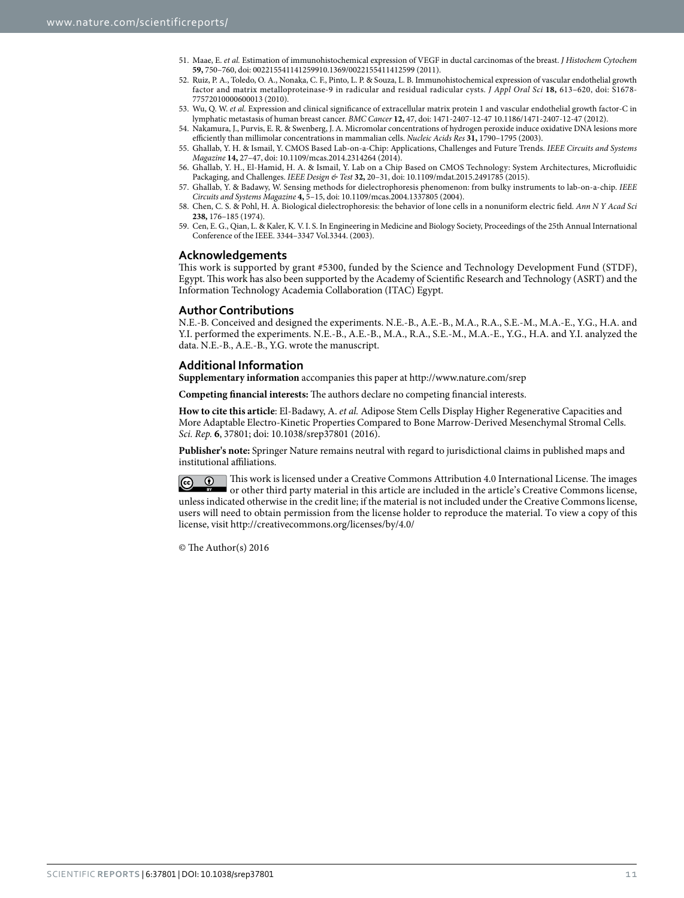51. Maae, E. *et al.* Estimation of immunohistochemical expression of VEGF in ductal carcinomas of the breast. *J Histochem Cytochem* **59,** 750–760, doi: 002215541141259910.1369/0022155411412599 (2011).
52. Ruiz, P. A., Toledo, O. A., Nonaka, C. F., Pinto, L. P. & Souza, L. B. Immunohistochemical expression of vascular endothelial growth factor and matrix metalloproteinase-9 in radicular and residual radicular cysts. *J Appl Oral Sci* **18,** 613–620, doi: S1678-77572010000600013 (2010).
53. Wu, Q. W. *et al.* Expression and clinical significance of extracellular matrix protein 1 and vascular endothelial growth factor-C in lymphatic metastasis of human breast cancer. *BMC Cancer* **12,** 47, doi: 1471-2407-12-47 10.1186/1471-2407-12-47 (2012).
54. Nakamura, J., Purvis, E. R. & Swenberg, J. A. Micromolar concentrations of hydrogen peroxide induce oxidative DNA lesions more efficiently than millimolar concentrations in mammalian cells. *Nucleic Acids Res* **31,** 1790–1795 (2003).
55. Ghallab, Y. H. & Ismail, Y. CMOS Based Lab-on-a-Chip: Applications, Challenges and Future Trends. *IEEE Circuits and Systems Magazine* **14,** 27–47, doi: 10.1109/mcas.2014.2314264 (2014).
56. Ghallab, Y. H., El-Hamid, H. A. & Ismail, Y. Lab on a Chip Based on CMOS Technology: System Architectures, Microfluidic Packaging, and Challenges. *IEEE Design & Test* **32,** 20–31, doi: 10.1109/mdat.2015.2491785 (2015).
57. Ghallab, Y. & Badawy, W. Sensing methods for dielectrophoresis phenomenon: from bulky instruments to lab-on-a-chip. *IEEE Circuits and Systems Magazine* **4,** 5–15, doi: 10.1109/mcas.2004.1337805 (2004).
58. Chen, C. S. & Pohl, H. A. Biological dielectrophoresis: the behavior of lone cells in a nonuniform electric field. *Ann N Y Acad Sci* **238,** 176–185 (1974).
59. Cen, E. G., Qian, L. & Kaler, K. V. I. S. In Engineering in Medicine and Biology Society, Proceedings of the 25th Annual International Conference of the IEEE. 3344–3347 Vol.3344. (2003).

## Acknowledgements

This work is supported by grant #5300, funded by the Science and Technology Development Fund (STDF), Egypt. This work has also been supported by the Academy of Scientific Research and Technology (ASRT) and the Information Technology Academia Collaboration (ITAC) Egypt.

## Author Contributions

N.E.-B. Conceived and designed the experiments. N.E.-B., A.E.-B., M.A., R.A., S.E.-M., M.A.-E., Y.G., H.A. and Y.I. performed the experiments. N.E.-B., A.E.-B., M.A., R.A., S.E.-M., M.A.-E., Y.G., H.A. and Y.I. analyzed the data. N.E.-B., A.E.-B., Y.G. wrote the manuscript.

## Additional Information

**Supplementary information** accompanies this paper at http://www.nature.com/srep

**Competing financial interests:** The authors declare no competing financial interests.

**How to cite this article**: El-Badawy, A. *et al.* Adipose Stem Cells Display Higher Regenerative Capacities and More Adaptable Electro-Kinetic Properties Compared to Bone Marrow-Derived Mesenchymal Stromal Cells. *Sci. Rep.* **6**, 37801; doi: 10.1038/srep37801 (2016).

**Publisher's note:** Springer Nature remains neutral with regard to jurisdictional claims in published maps and institutional affiliations.

This work is licensed under a Creative Commons Attribution 4.0 International License. The images or other third party material in this article are included in the article's Creative Commons license, unless indicated otherwise in the credit line; if the material is not included under the Creative Commons license, users will need to obtain permission from the license holder to reproduce the material. To view a copy of this license, visit http://creativecommons.org/licenses/by/4.0/

© The Author(s) 2016